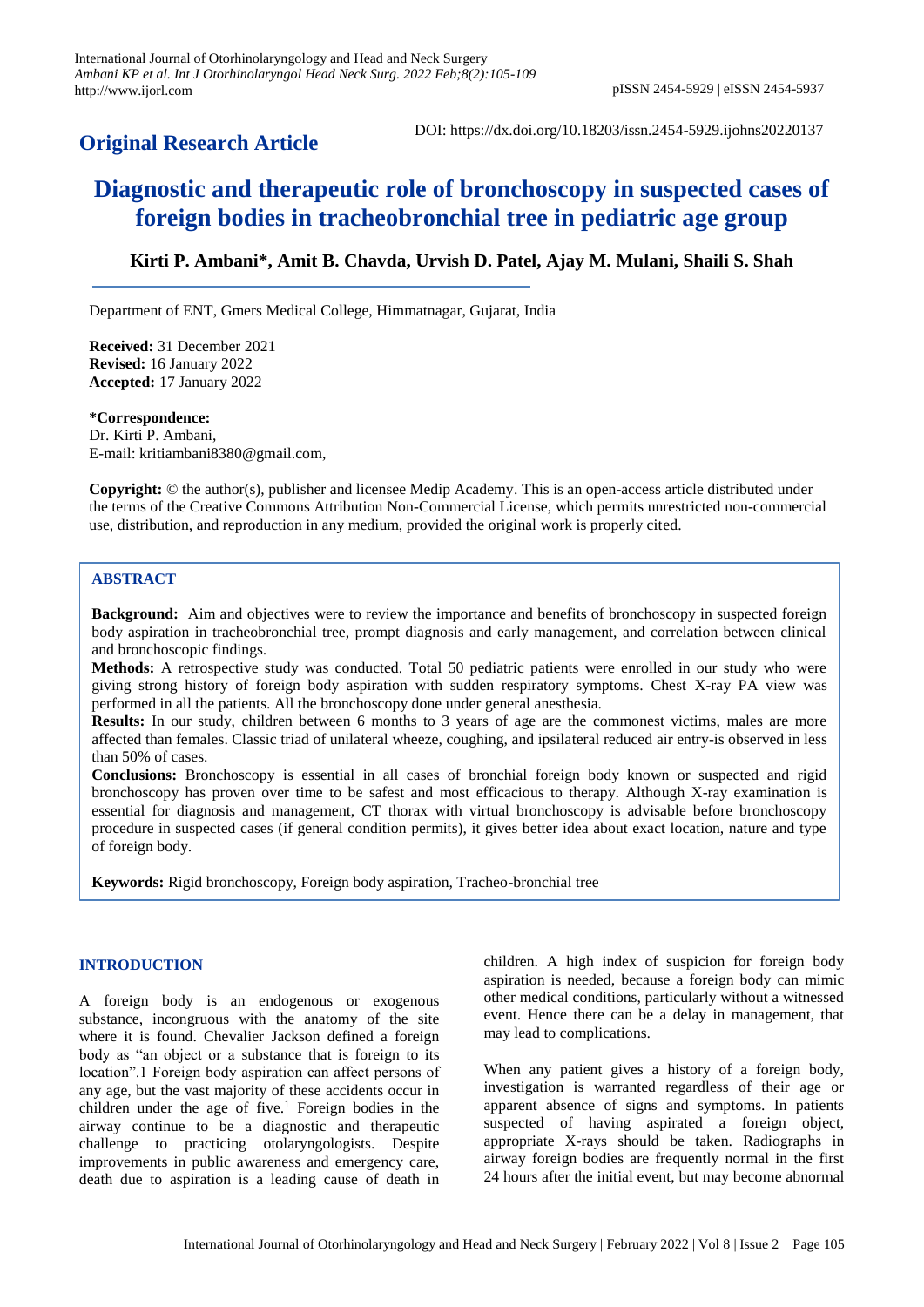## Original Research Article

DOI: https://dx.doi.org/10.18203/issn.2454-5929.ijohns20220137

# Diagnostic and therapeutic role of bronchoscopy in suspected cases of foreign bodies in tracheobronchial tree in pediatric age group

**Kirti P. Ambani\*, Amit B. Chavda, Urvish D. Patel, Ajay M. Mulani, Shaili S. Shah**

Department of ENT, Gmers Medical College, Himmatnagar, Gujarat, India

**Received:** 31 December 2021
**Revised:** 16 January 2022
**Accepted:** 17 January 2022

**\*Correspondence:**
Dr. Kirti P. Ambani,
E-mail: kritiambani8380@gmail.com,

**Copyright:** © the author(s), publisher and licensee Medip Academy. This is an open-access article distributed under the terms of the Creative Commons Attribution Non-Commercial License, which permits unrestricted non-commercial use, distribution, and reproduction in any medium, provided the original work is properly cited.

## ABSTRACT

**Background:** Aim and objectives were to review the importance and benefits of bronchoscopy in suspected foreign body aspiration in tracheobronchial tree, prompt diagnosis and early management, and correlation between clinical and bronchoscopic findings.

**Methods:** A retrospective study was conducted. Total 50 pediatric patients were enrolled in our study who were giving strong history of foreign body aspiration with sudden respiratory symptoms. Chest X-ray PA view was performed in all the patients. All the bronchoscopy done under general anesthesia.

**Results:** In our study, children between 6 months to 3 years of age are the commonest victims, males are more affected than females. Classic triad of unilateral wheeze, coughing, and ipsilateral reduced air entry-is observed in less than 50% of cases.

**Conclusions:** Bronchoscopy is essential in all cases of bronchial foreign body known or suspected and rigid bronchoscopy has proven over time to be safest and most efficacious to therapy. Although X-ray examination is essential for diagnosis and management, CT thorax with virtual bronchoscopy is advisable before bronchoscopy procedure in suspected cases (if general condition permits), it gives better idea about exact location, nature and type of foreign body.

**Keywords:** Rigid bronchoscopy, Foreign body aspiration, Tracheo-bronchial tree

## INTRODUCTION

A foreign body is an endogenous or exogenous substance, incongruous with the anatomy of the site where it is found. Chevalier Jackson defined a foreign body as "an object or a substance that is foreign to its location".1 Foreign body aspiration can affect persons of any age, but the vast majority of these accidents occur in children under the age of five.[1] Foreign bodies in the airway continue to be a diagnostic and therapeutic challenge to practicing otolaryngologists. Despite improvements in public awareness and emergency care, death due to aspiration is a leading cause of death in children. A high index of suspicion for foreign body aspiration is needed, because a foreign body can mimic other medical conditions, particularly without a witnessed event. Hence there can be a delay in management, that may lead to complications.

When any patient gives a history of a foreign body, investigation is warranted regardless of their age or apparent absence of signs and symptoms. In patients suspected of having aspirated a foreign object, appropriate X-rays should be taken. Radiographs in airway foreign bodies are frequently normal in the first 24 hours after the initial event, but may become abnormal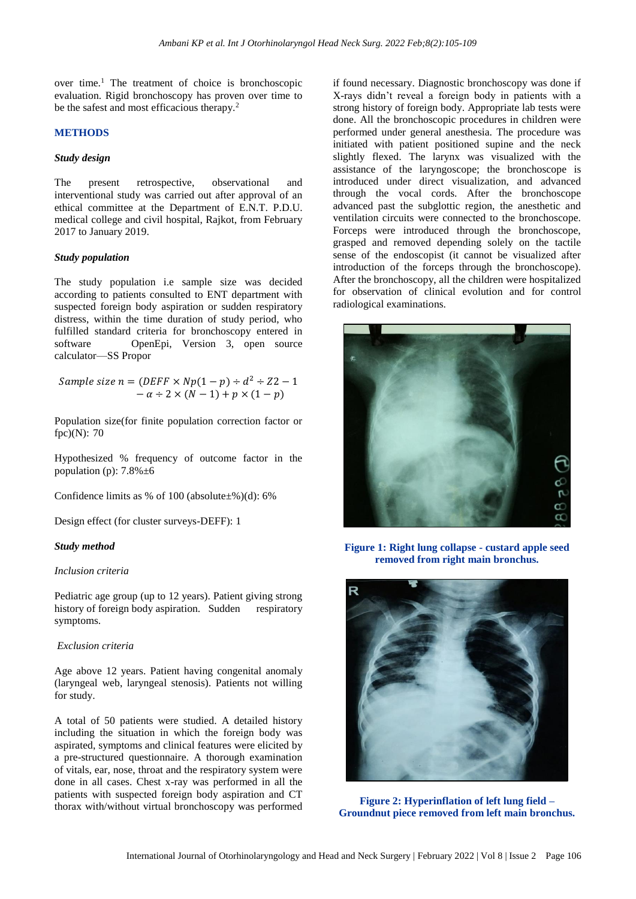over time.[1] The treatment of choice is bronchoscopic evaluation. Rigid bronchoscopy has proven over time to be the safest and most efficacious therapy.[2]

## METHODS

### *Study design*

The present retrospective, observational and interventional study was carried out after approval of an ethical committee at the Department of E.N.T. P.D.U. medical college and civil hospital, Rajkot, from February 2017 to January 2019.

### *Study population*

The study population i.e sample size was decided according to patients consulted to ENT department with suspected foreign body aspiration or sudden respiratory distress, within the time duration of study period, who fulfilled standard criteria for bronchoscopy entered in software OpenEpi, Version 3, open source calculator—SS Propor

$$Sample\ size\ n = (DEFF \times Np(1-p) \div d^2 \div Z2 - 1 - \alpha \div 2 \times (N-1) + p \times (1-p)$$

Population size(for finite population correction factor or fpc)(N): 70

Hypothesized % frequency of outcome factor in the population (p): 7.8%±6

Confidence limits as % of 100 (absolute±%)(d): 6%

Design effect (for cluster surveys-DEFF): 1

### *Study method*

*Inclusion criteria*

Pediatric age group (up to 12 years). Patient giving strong history of foreign body aspiration. Sudden respiratory symptoms.

*Exclusion criteria*

Age above 12 years. Patient having congenital anomaly (laryngeal web, laryngeal stenosis). Patients not willing for study.

A total of 50 patients were studied. A detailed history including the situation in which the foreign body was aspirated, symptoms and clinical features were elicited by a pre-structured questionnaire. A thorough examination of vitals, ear, nose, throat and the respiratory system were done in all cases. Chest x-ray was performed in all the patients with suspected foreign body aspiration and CT thorax with/without virtual bronchoscopy was performed if found necessary. Diagnostic bronchoscopy was done if X-rays didn't reveal a foreign body in patients with a strong history of foreign body. Appropriate lab tests were done. All the bronchoscopic procedures in children were performed under general anesthesia. The procedure was initiated with patient positioned supine and the neck slightly flexed. The larynx was visualized with the assistance of the laryngoscope; the bronchoscope is introduced under direct visualization, and advanced through the vocal cords. After the bronchoscope advanced past the subglottic region, the anesthetic and ventilation circuits were connected to the bronchoscope. Forceps were introduced through the bronchoscope, grasped and removed depending solely on the tactile sense of the endoscopist (it cannot be visualized after introduction of the forceps through the bronchoscope). After the bronchoscopy, all the children were hospitalized for observation of clinical evolution and for control radiological examinations.

**Figure 1: Right lung collapse - custard apple seed removed from right main bronchus.**

**Figure 2: Hyperinflation of left lung field – Groundnut piece removed from left main bronchus.**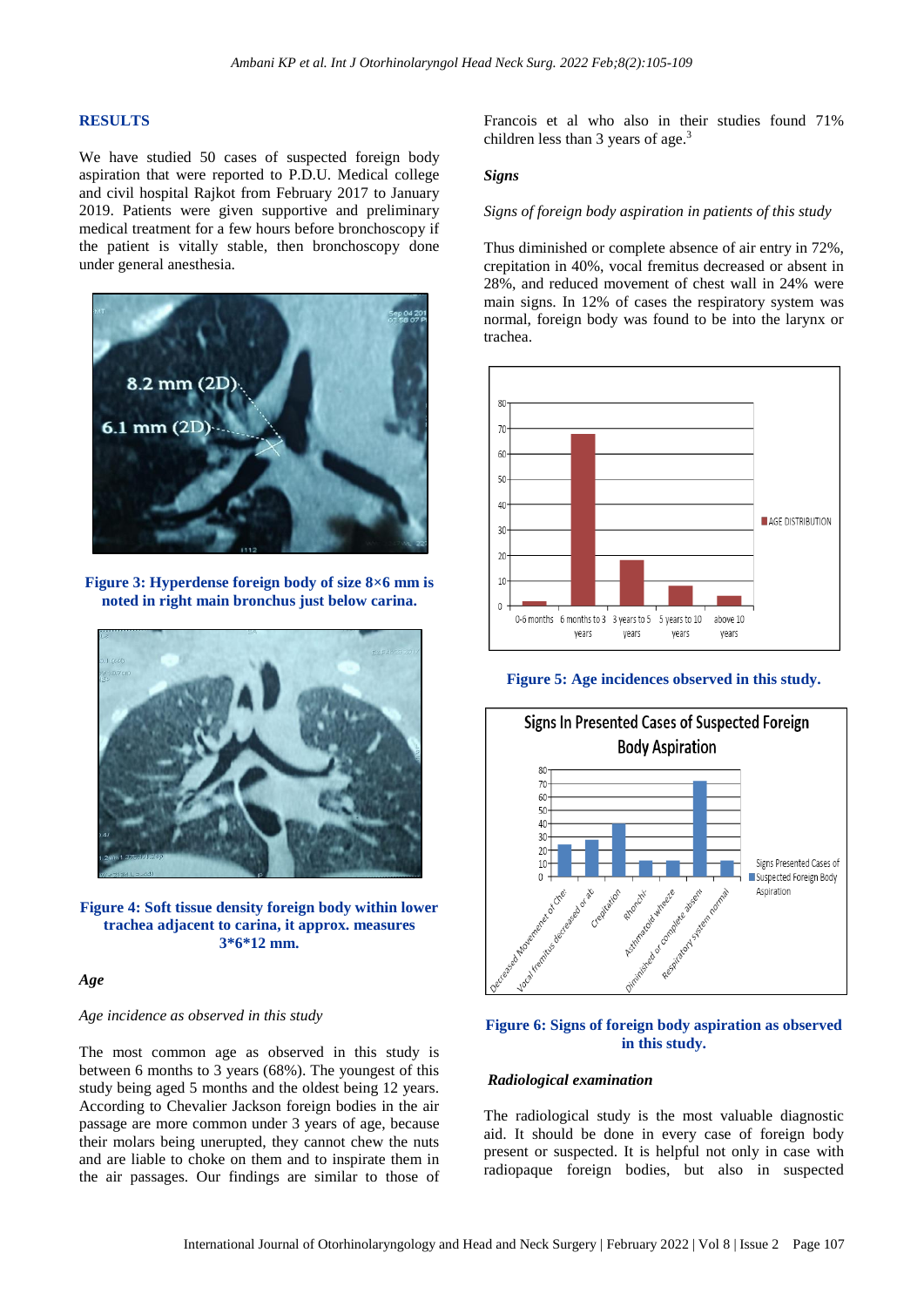## RESULTS

We have studied 50 cases of suspected foreign body aspiration that were reported to P.D.U. Medical college and civil hospital Rajkot from February 2017 to January 2019. Patients were given supportive and preliminary medical treatment for a few hours before bronchoscopy if the patient is vitally stable, then bronchoscopy done under general anesthesia.

**Figure 3: Hyperdense foreign body of size 8×6 mm is noted in right main bronchus just below carina.**

**Figure 4: Soft tissue density foreign body within lower trachea adjacent to carina, it approx. measures 3*6*12 mm.**

### Age

*Age incidence as observed in this study*

The most common age as observed in this study is between 6 months to 3 years (68%). The youngest of this study being aged 5 months and the oldest being 12 years. According to Chevalier Jackson foreign bodies in the air passage are more common under 3 years of age, because their molars being unerupted, they cannot chew the nuts and are liable to choke on them and to inspirate them in the air passages. Our findings are similar to those of Francois et al who also in their studies found 71% children less than 3 years of age.[3]

### Signs

*Signs of foreign body aspiration in patients of this study*

Thus diminished or complete absence of air entry in 72%, crepitation in 40%, vocal fremitus decreased or absent in 28%, and reduced movement of chest wall in 24% were main signs. In 12% of cases the respiratory system was normal, foreign body was found to be into the larynx or trachea.

**Figure 5: Age incidences observed in this study.**

**Figure 6: Signs of foreign body aspiration as observed in this study.**

### Radiological examination

The radiological study is the most valuable diagnostic aid. It should be done in every case of foreign body present or suspected. It is helpful not only in case with radiopaque foreign bodies, but also in suspected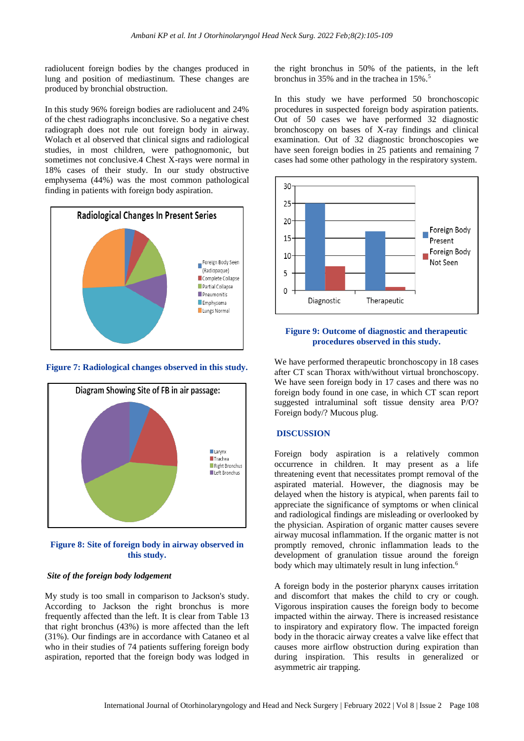radiolucent foreign bodies by the changes produced in lung and position of mediastinum. These changes are produced by bronchial obstruction.

In this study 96% foreign bodies are radiolucent and 24% of the chest radiographs inconclusive. So a negative chest radiograph does not rule out foreign body in airway. Wolach et al observed that clinical signs and radiological studies, in most children, were pathognomonic, but sometimes not conclusive.4 Chest X-rays were normal in 18% cases of their study. In our study obstructive emphysema (44%) was the most common pathological finding in patients with foreign body aspiration.

**Figure 7: Radiological changes observed in this study.**

**Figure 8: Site of foreign body in airway observed in this study.**

### *Site of the foreign body lodgement*

My study is too small in comparison to Jackson's study. According to Jackson the right bronchus is more frequently affected than the left. It is clear from Table 13 that right bronchus (43%) is more affected than the left (31%). Our findings are in accordance with Cataneo et al who in their studies of 74 patients suffering foreign body aspiration, reported that the foreign body was lodged in the right bronchus in 50% of the patients, in the left bronchus in 35% and in the trachea in 15%.[5]

In this study we have performed 50 bronchoscopic procedures in suspected foreign body aspiration patients. Out of 50 cases we have performed 32 diagnostic bronchoscopy on bases of X-ray findings and clinical examination. Out of 32 diagnostic bronchoscopies we have seen foreign bodies in 25 patients and remaining 7 cases had some other pathology in the respiratory system.

**Figure 9: Outcome of diagnostic and therapeutic procedures observed in this study.**

We have performed therapeutic bronchoscopy in 18 cases after CT scan Thorax with/without virtual bronchoscopy. We have seen foreign body in 17 cases and there was no foreign body found in one case, in which CT scan report suggested intraluminal soft tissue density area P/O? Foreign body/? Mucous plug.

## DISCUSSION

Foreign body aspiration is a relatively common occurrence in children. It may present as a life threatening event that necessitates prompt removal of the aspirated material. However, the diagnosis may be delayed when the history is atypical, when parents fail to appreciate the significance of symptoms or when clinical and radiological findings are misleading or overlooked by the physician. Aspiration of organic matter causes severe airway mucosal inflammation. If the organic matter is not promptly removed, chronic inflammation leads to the development of granulation tissue around the foreign body which may ultimately result in lung infection.[6]

A foreign body in the posterior pharynx causes irritation and discomfort that makes the child to cry or cough. Vigorous inspiration causes the foreign body to become impacted within the airway. There is increased resistance to inspiratory and expiratory flow. The impacted foreign body in the thoracic airway creates a valve like effect that causes more airflow obstruction during expiration than during inspiration. This results in generalized or asymmetric air trapping.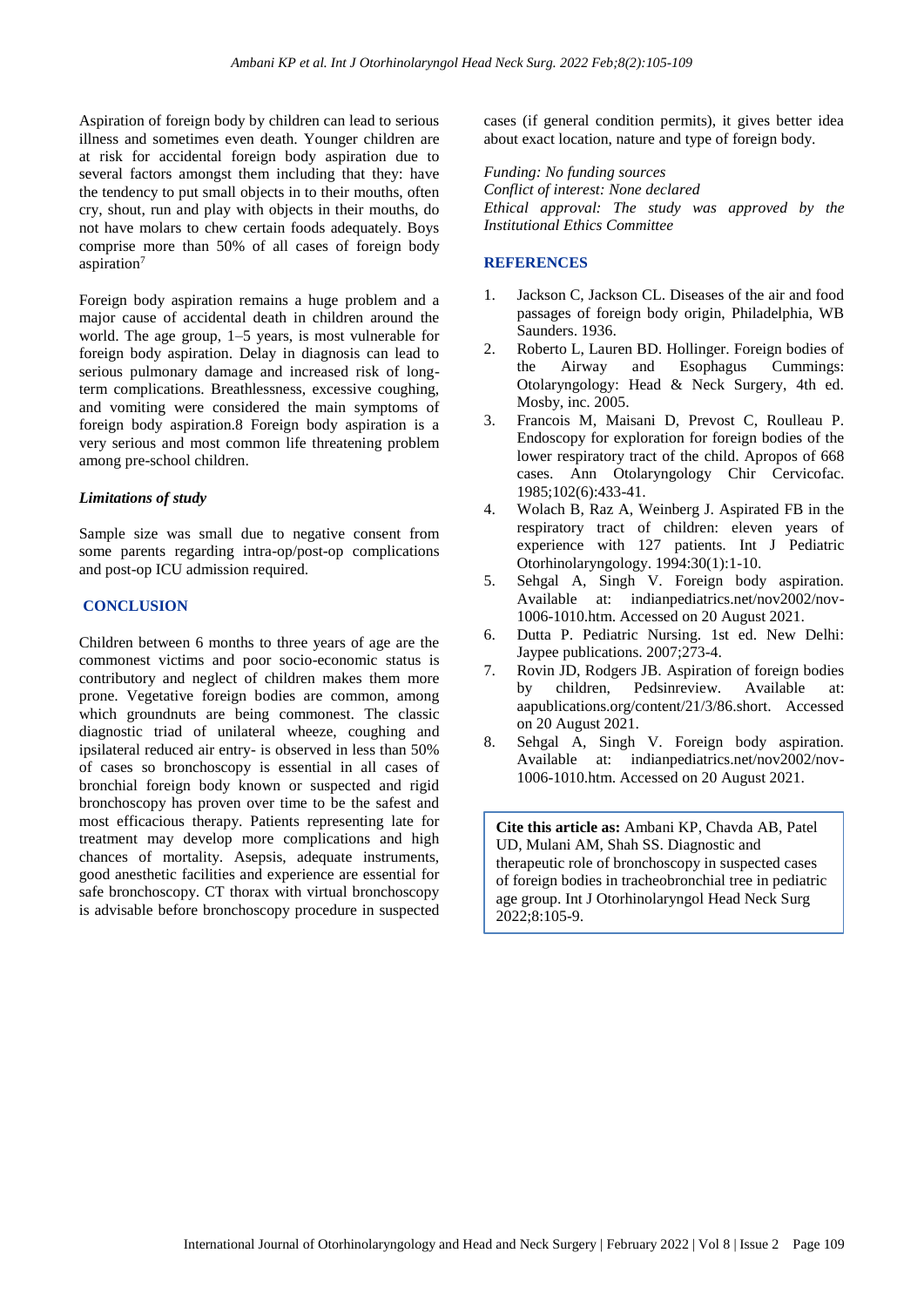Aspiration of foreign body by children can lead to serious illness and sometimes even death. Younger children are at risk for accidental foreign body aspiration due to several factors amongst them including that they: have the tendency to put small objects in to their mouths, often cry, shout, run and play with objects in their mouths, do not have molars to chew certain foods adequately. Boys comprise more than 50% of all cases of foreign body aspiration[7]

Foreign body aspiration remains a huge problem and a major cause of accidental death in children around the world. The age group, 1–5 years, is most vulnerable for foreign body aspiration. Delay in diagnosis can lead to serious pulmonary damage and increased risk of long-term complications. Breathlessness, excessive coughing, and vomiting were considered the main symptoms of foreign body aspiration.8 Foreign body aspiration is a very serious and most common life threatening problem among pre-school children.

### *Limitations of study*

Sample size was small due to negative consent from some parents regarding intra-op/post-op complications and post-op ICU admission required.

## CONCLUSION

Children between 6 months to three years of age are the commonest victims and poor socio-economic status is contributory and neglect of children makes them more prone. Vegetative foreign bodies are common, among which groundnuts are being commonest. The classic diagnostic triad of unilateral wheeze, coughing and ipsilateral reduced air entry- is observed in less than 50% of cases so bronchoscopy is essential in all cases of bronchial foreign body known or suspected and rigid bronchoscopy has proven over time to be the safest and most efficacious therapy. Patients representing late for treatment may develop more complications and high chances of mortality. Asepsis, adequate instruments, good anesthetic facilities and experience are essential for safe bronchoscopy. CT thorax with virtual bronchoscopy is advisable before bronchoscopy procedure in suspected cases (if general condition permits), it gives better idea about exact location, nature and type of foreign body.

*Funding: No funding sources*
*Conflict of interest: None declared*
*Ethical approval: The study was approved by the Institutional Ethics Committee*

## REFERENCES

1. Jackson C, Jackson CL. Diseases of the air and food passages of foreign body origin, Philadelphia, WB Saunders. 1936.
2. Roberto L, Lauren BD. Hollinger. Foreign bodies of the Airway and Esophagus Cummings: Otolaryngology: Head & Neck Surgery, 4th ed. Mosby, inc. 2005.
3. Francois M, Maisani D, Prevost C, Roulleau P. Endoscopy for exploration for foreign bodies of the lower respiratory tract of the child. Apropos of 668 cases. Ann Otolaryngology Chir Cervicofac. 1985;102(6):433-41.
4. Wolach B, Raz A, Weinberg J. Aspirated FB in the respiratory tract of children: eleven years of experience with 127 patients. Int J Pediatric Otorhinolaryngology. 1994:30(1):1-10.
5. Sehgal A, Singh V. Foreign body aspiration. Available at: indianpediatrics.net/nov2002/nov-1006-1010.htm. Accessed on 20 August 2021.
6. Dutta P. Pediatric Nursing. 1st ed. New Delhi: Jaypee publications. 2007;273-4.
7. Rovin JD, Rodgers JB. Aspiration of foreign bodies by children, Pedsinreview. Available at: aapublications.org/content/21/3/86.short. Accessed on 20 August 2021.
8. Sehgal A, Singh V. Foreign body aspiration. Available at: indianpediatrics.net/nov2002/nov-1006-1010.htm. Accessed on 20 August 2021.

**Cite this article as:** Ambani KP, Chavda AB, Patel UD, Mulani AM, Shah SS. Diagnostic and therapeutic role of bronchoscopy in suspected cases of foreign bodies in tracheobronchial tree in pediatric age group. Int J Otorhinolaryngol Head Neck Surg 2022;8:105-9.